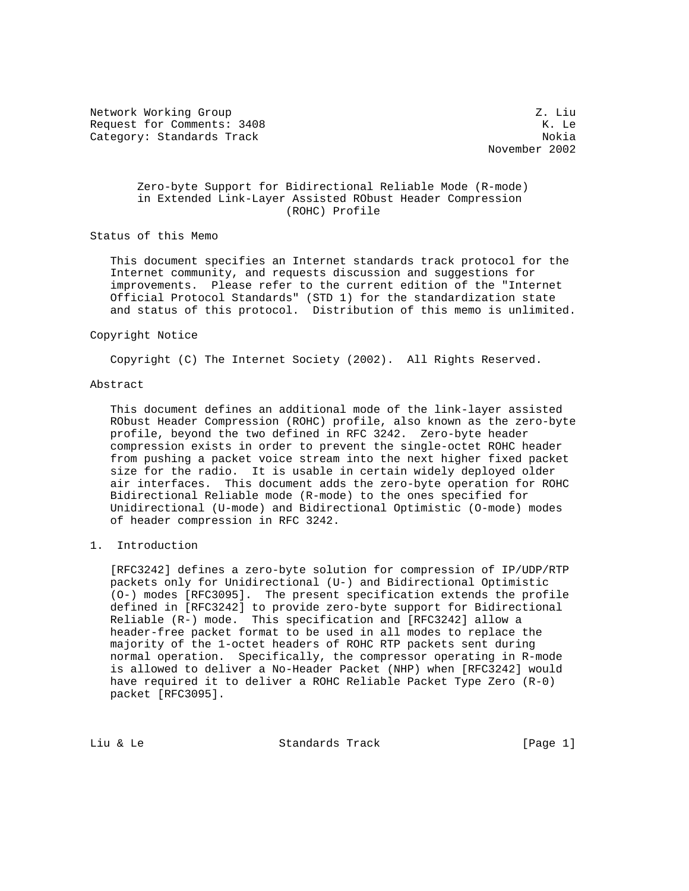Network Working Group Z. Liu
Request for Comments: 3408 K. Le
Category: Standards Track Nokia
November 2002

# Zero-byte Support for Bidirectional Reliable Mode (R-mode) in Extended Link-Layer Assisted RObust Header Compression (ROHC) Profile

## Status of this Memo

This document specifies an Internet standards track protocol for the Internet community, and requests discussion and suggestions for improvements. Please refer to the current edition of the "Internet Official Protocol Standards" (STD 1) for the standardization state and status of this protocol. Distribution of this memo is unlimited.

## Copyright Notice

Copyright (C) The Internet Society (2002). All Rights Reserved.

## Abstract

This document defines an additional mode of the link-layer assisted RObust Header Compression (ROHC) profile, also known as the zero-byte profile, beyond the two defined in RFC 3242. Zero-byte header compression exists in order to prevent the single-octet ROHC header from pushing a packet voice stream into the next higher fixed packet size for the radio. It is usable in certain widely deployed older air interfaces. This document adds the zero-byte operation for ROHC Bidirectional Reliable mode (R-mode) to the ones specified for Unidirectional (U-mode) and Bidirectional Optimistic (O-mode) modes of header compression in RFC 3242.

## 1. Introduction

[RFC3242] defines a zero-byte solution for compression of IP/UDP/RTP packets only for Unidirectional (U-) and Bidirectional Optimistic (O-) modes [RFC3095]. The present specification extends the profile defined in [RFC3242] to provide zero-byte support for Bidirectional Reliable (R-) mode. This specification and [RFC3242] allow a header-free packet format to be used in all modes to replace the majority of the 1-octet headers of ROHC RTP packets sent during normal operation. Specifically, the compressor operating in R-mode is allowed to deliver a No-Header Packet (NHP) when [RFC3242] would have required it to deliver a ROHC Reliable Packet Type Zero (R-0) packet [RFC3095].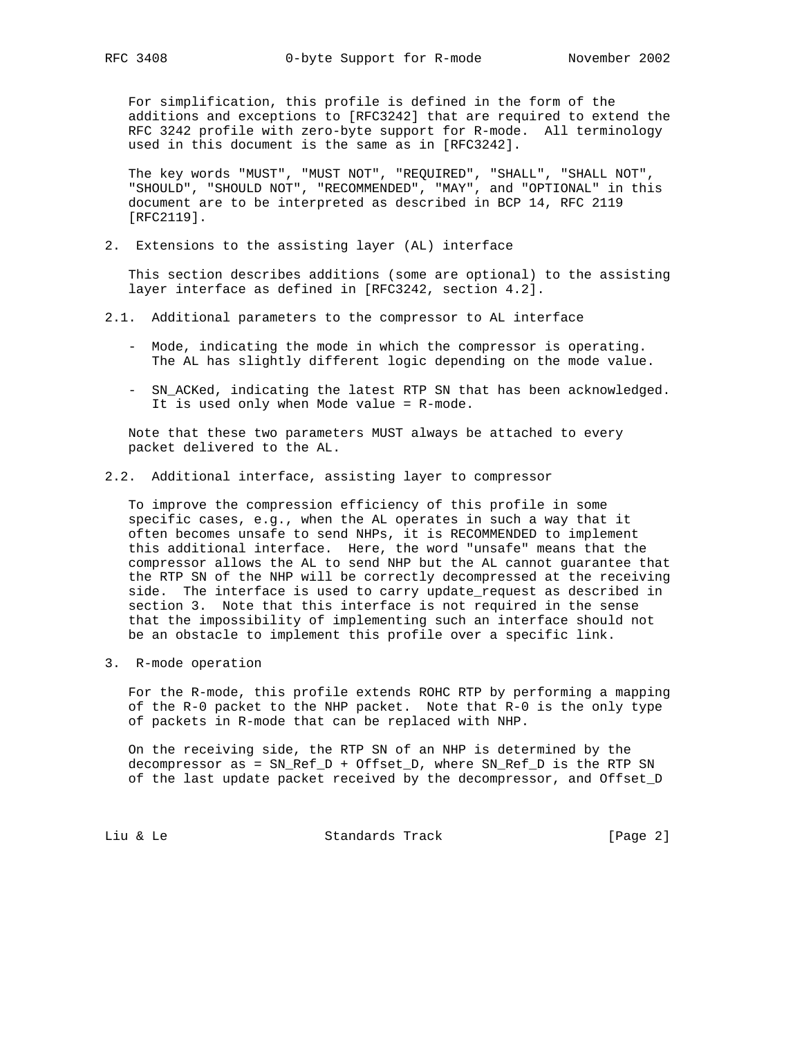For simplification, this profile is defined in the form of the additions and exceptions to [RFC3242] that are required to extend the RFC 3242 profile with zero-byte support for R-mode. All terminology used in this document is the same as in [RFC3242].

The key words "MUST", "MUST NOT", "REQUIRED", "SHALL", "SHALL NOT", "SHOULD", "SHOULD NOT", "RECOMMENDED", "MAY", and "OPTIONAL" in this document are to be interpreted as described in BCP 14, RFC 2119 [RFC2119].

## 2. Extensions to the assisting layer (AL) interface

This section describes additions (some are optional) to the assisting layer interface as defined in [RFC3242, section 4.2].

### 2.1. Additional parameters to the compressor to AL interface

- Mode, indicating the mode in which the compressor is operating. The AL has slightly different logic depending on the mode value.

- SN_ACKed, indicating the latest RTP SN that has been acknowledged. It is used only when Mode value = R-mode.

Note that these two parameters MUST always be attached to every packet delivered to the AL.

### 2.2. Additional interface, assisting layer to compressor

To improve the compression efficiency of this profile in some specific cases, e.g., when the AL operates in such a way that it often becomes unsafe to send NHPs, it is RECOMMENDED to implement this additional interface. Here, the word "unsafe" means that the compressor allows the AL to send NHP but the AL cannot guarantee that the RTP SN of the NHP will be correctly decompressed at the receiving side. The interface is used to carry update_request as described in section 3. Note that this interface is not required in the sense that the impossibility of implementing such an interface should not be an obstacle to implement this profile over a specific link.

## 3. R-mode operation

For the R-mode, this profile extends ROHC RTP by performing a mapping of the R-0 packet to the NHP packet. Note that R-0 is the only type of packets in R-mode that can be replaced with NHP.

On the receiving side, the RTP SN of an NHP is determined by the decompressor as = SN_Ref_D + Offset_D, where SN_Ref_D is the RTP SN of the last update packet received by the decompressor, and Offset_D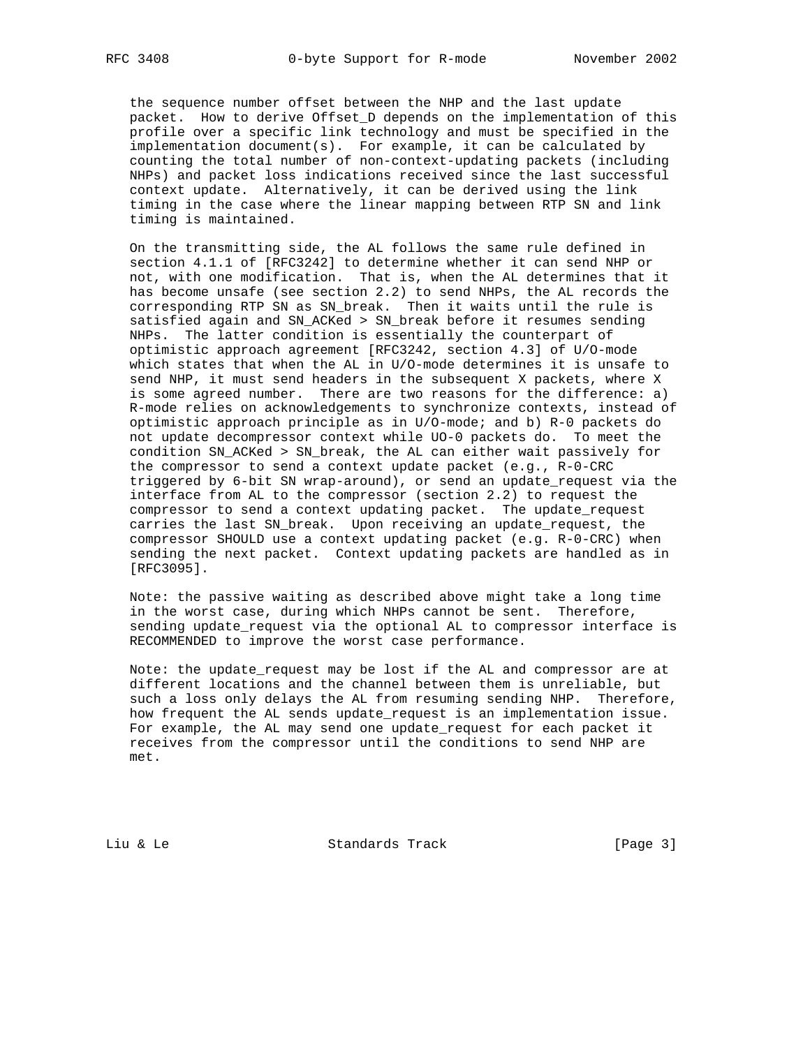the sequence number offset between the NHP and the last update packet. How to derive Offset_D depends on the implementation of this profile over a specific link technology and must be specified in the implementation document(s). For example, it can be calculated by counting the total number of non-context-updating packets (including NHPs) and packet loss indications received since the last successful context update. Alternatively, it can be derived using the link timing in the case where the linear mapping between RTP SN and link timing is maintained.

On the transmitting side, the AL follows the same rule defined in section 4.1.1 of [RFC3242] to determine whether it can send NHP or not, with one modification. That is, when the AL determines that it has become unsafe (see section 2.2) to send NHPs, the AL records the corresponding RTP SN as SN_break. Then it waits until the rule is satisfied again and SN_ACKed > SN_break before it resumes sending NHPs. The latter condition is essentially the counterpart of optimistic approach agreement [RFC3242, section 4.3] of U/O-mode which states that when the AL in U/O-mode determines it is unsafe to send NHP, it must send headers in the subsequent X packets, where X is some agreed number. There are two reasons for the difference: a) R-mode relies on acknowledgements to synchronize contexts, instead of optimistic approach principle as in U/O-mode; and b) R-0 packets do not update decompressor context while UO-0 packets do. To meet the condition SN_ACKed > SN_break, the AL can either wait passively for the compressor to send a context update packet (e.g., R-0-CRC triggered by 6-bit SN wrap-around), or send an update_request via the interface from AL to the compressor (section 2.2) to request the compressor to send a context updating packet. The update_request carries the last SN_break. Upon receiving an update_request, the compressor SHOULD use a context updating packet (e.g. R-0-CRC) when sending the next packet. Context updating packets are handled as in [RFC3095].

Note: the passive waiting as described above might take a long time in the worst case, during which NHPs cannot be sent. Therefore, sending update_request via the optional AL to compressor interface is RECOMMENDED to improve the worst case performance.

Note: the update_request may be lost if the AL and compressor are at different locations and the channel between them is unreliable, but such a loss only delays the AL from resuming sending NHP. Therefore, how frequent the AL sends update_request is an implementation issue. For example, the AL may send one update_request for each packet it receives from the compressor until the conditions to send NHP are met.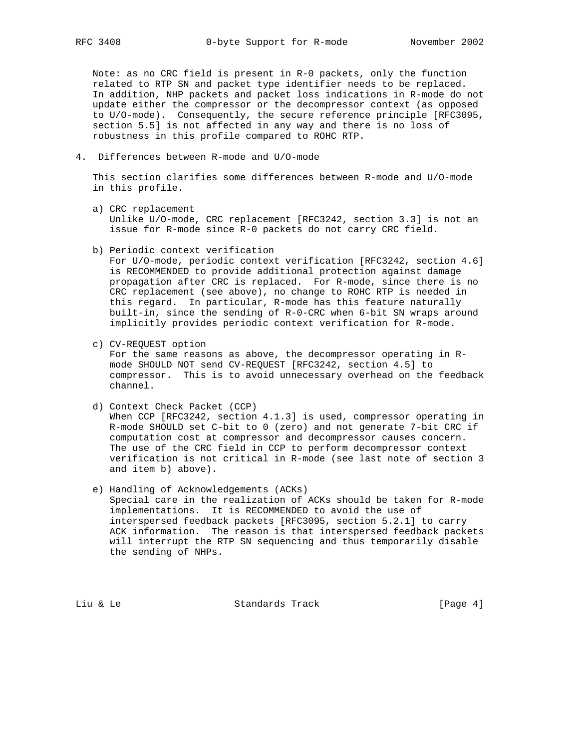Note: as no CRC field is present in R-0 packets, only the function related to RTP SN and packet type identifier needs to be replaced. In addition, NHP packets and packet loss indications in R-mode do not update either the compressor or the decompressor context (as opposed to U/O-mode). Consequently, the secure reference principle [RFC3095, section 5.5] is not affected in any way and there is no loss of robustness in this profile compared to ROHC RTP.

## 4. Differences between R-mode and U/O-mode

This section clarifies some differences between R-mode and U/O-mode in this profile.

a) CRC replacement
   Unlike U/O-mode, CRC replacement [RFC3242, section 3.3] is not an issue for R-mode since R-0 packets do not carry CRC field.

b) Periodic context verification
   For U/O-mode, periodic context verification [RFC3242, section 4.6] is RECOMMENDED to provide additional protection against damage propagation after CRC is replaced. For R-mode, since there is no CRC replacement (see above), no change to ROHC RTP is needed in this regard. In particular, R-mode has this feature naturally built-in, since the sending of R-0-CRC when 6-bit SN wraps around implicitly provides periodic context verification for R-mode.

c) CV-REQUEST option
   For the same reasons as above, the decompressor operating in R-mode SHOULD NOT send CV-REQUEST [RFC3242, section 4.5] to compressor. This is to avoid unnecessary overhead on the feedback channel.

d) Context Check Packet (CCP)
   When CCP [RFC3242, section 4.1.3] is used, compressor operating in R-mode SHOULD set C-bit to 0 (zero) and not generate 7-bit CRC if computation cost at compressor and decompressor causes concern. The use of the CRC field in CCP to perform decompressor context verification is not critical in R-mode (see last note of section 3 and item b) above).

e) Handling of Acknowledgements (ACKs)
   Special care in the realization of ACKs should be taken for R-mode implementations. It is RECOMMENDED to avoid the use of interspersed feedback packets [RFC3095, section 5.2.1] to carry ACK information. The reason is that interspersed feedback packets will interrupt the RTP SN sequencing and thus temporarily disable the sending of NHPs.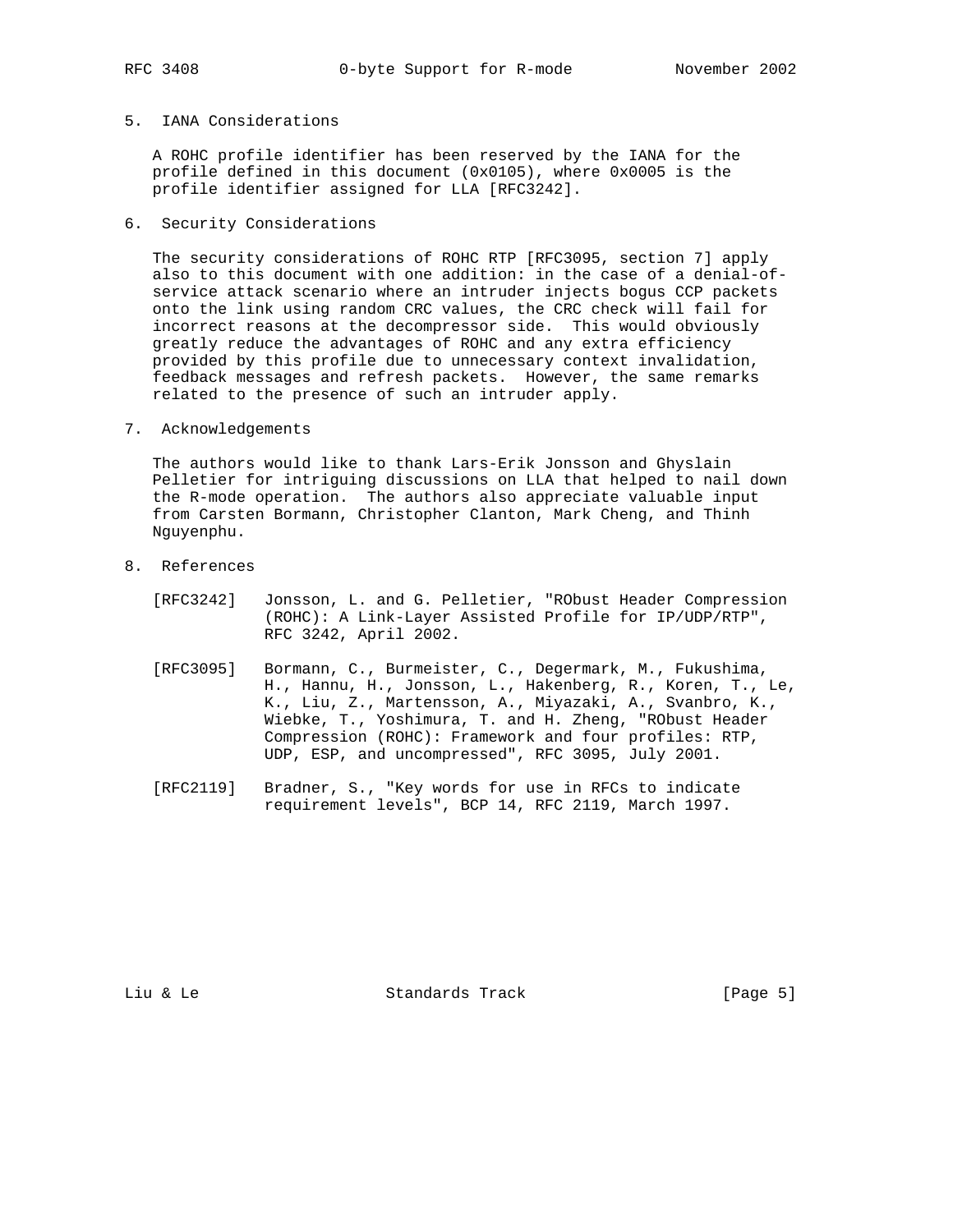## 5. IANA Considerations

A ROHC profile identifier has been reserved by the IANA for the profile defined in this document (0x0105), where 0x0005 is the profile identifier assigned for LLA [RFC3242].

## 6. Security Considerations

The security considerations of ROHC RTP [RFC3095, section 7] apply also to this document with one addition: in the case of a denial-of-service attack scenario where an intruder injects bogus CCP packets onto the link using random CRC values, the CRC check will fail for incorrect reasons at the decompressor side. This would obviously greatly reduce the advantages of ROHC and any extra efficiency provided by this profile due to unnecessary context invalidation, feedback messages and refresh packets. However, the same remarks related to the presence of such an intruder apply.

## 7. Acknowledgements

The authors would like to thank Lars-Erik Jonsson and Ghyslain Pelletier for intriguing discussions on LLA that helped to nail down the R-mode operation. The authors also appreciate valuable input from Carsten Bormann, Christopher Clanton, Mark Cheng, and Thinh Nguyenphu.

## 8. References

[RFC3242] Jonsson, L. and G. Pelletier, "RObust Header Compression (ROHC): A Link-Layer Assisted Profile for IP/UDP/RTP", RFC 3242, April 2002.

[RFC3095] Bormann, C., Burmeister, C., Degermark, M., Fukushima, H., Hannu, H., Jonsson, L., Hakenberg, R., Koren, T., Le, K., Liu, Z., Martensson, A., Miyazaki, A., Svanbro, K., Wiebke, T., Yoshimura, T. and H. Zheng, "RObust Header Compression (ROHC): Framework and four profiles: RTP, UDP, ESP, and uncompressed", RFC 3095, July 2001.

[RFC2119] Bradner, S., "Key words for use in RFCs to indicate requirement levels", BCP 14, RFC 2119, March 1997.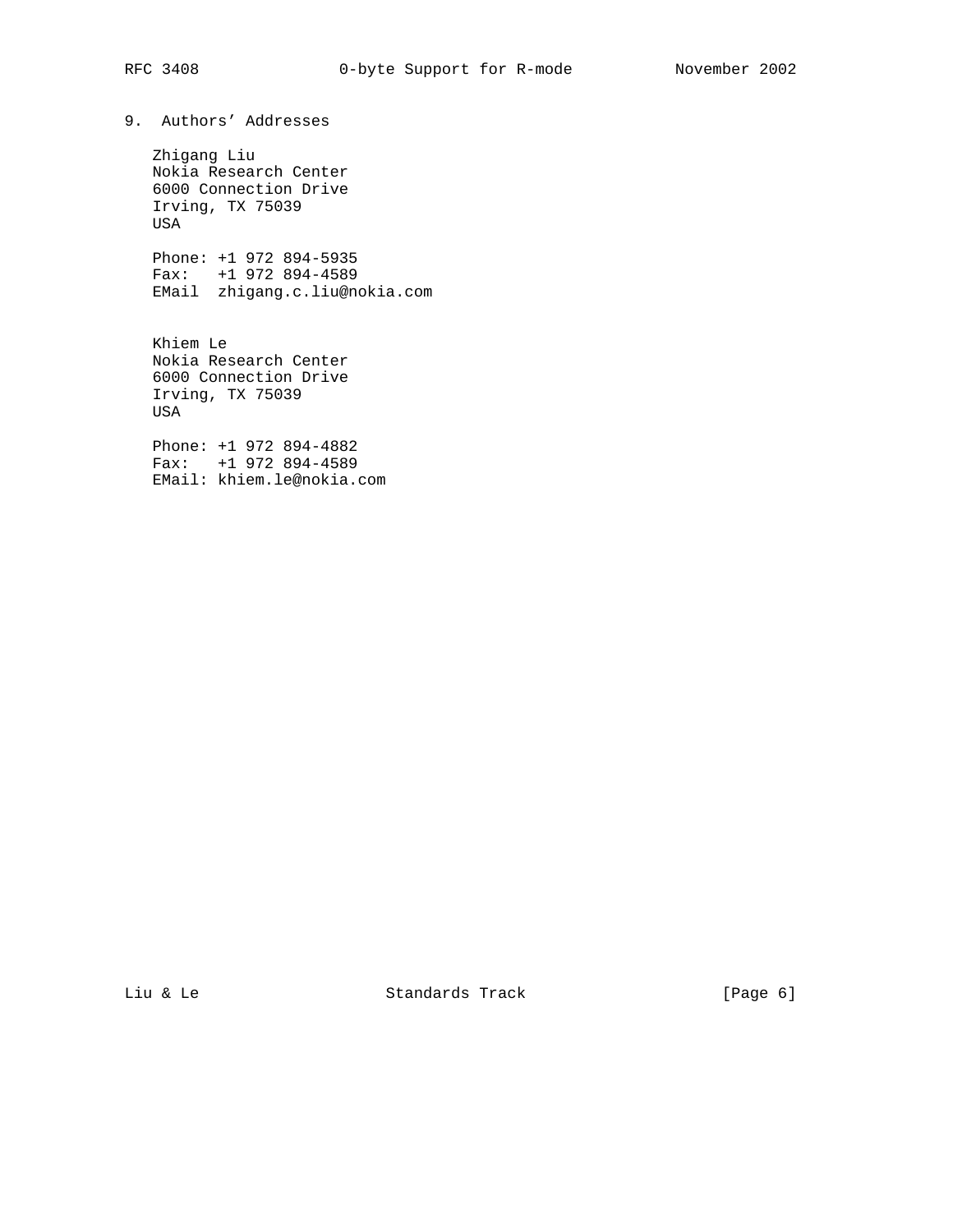## 9. Authors' Addresses

Zhigang Liu
Nokia Research Center
6000 Connection Drive
Irving, TX 75039
USA

Phone: +1 972 894-5935
Fax: +1 972 894-4589
EMail zhigang.c.liu@nokia.com

Khiem Le
Nokia Research Center
6000 Connection Drive
Irving, TX 75039
USA

Phone: +1 972 894-4882
Fax: +1 972 894-4589
EMail: khiem.le@nokia.com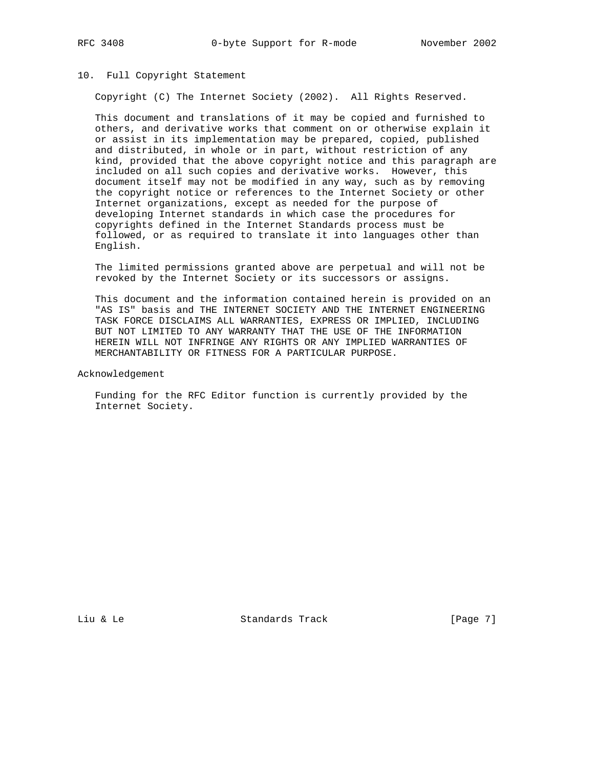## 10. Full Copyright Statement

Copyright (C) The Internet Society (2002). All Rights Reserved.

This document and translations of it may be copied and furnished to others, and derivative works that comment on or otherwise explain it or assist in its implementation may be prepared, copied, published and distributed, in whole or in part, without restriction of any kind, provided that the above copyright notice and this paragraph are included on all such copies and derivative works. However, this document itself may not be modified in any way, such as by removing the copyright notice or references to the Internet Society or other Internet organizations, except as needed for the purpose of developing Internet standards in which case the procedures for copyrights defined in the Internet Standards process must be followed, or as required to translate it into languages other than English.

The limited permissions granted above are perpetual and will not be revoked by the Internet Society or its successors or assigns.

This document and the information contained herein is provided on an "AS IS" basis and THE INTERNET SOCIETY AND THE INTERNET ENGINEERING TASK FORCE DISCLAIMS ALL WARRANTIES, EXPRESS OR IMPLIED, INCLUDING BUT NOT LIMITED TO ANY WARRANTY THAT THE USE OF THE INFORMATION HEREIN WILL NOT INFRINGE ANY RIGHTS OR ANY IMPLIED WARRANTIES OF MERCHANTABILITY OR FITNESS FOR A PARTICULAR PURPOSE.

## Acknowledgement

Funding for the RFC Editor function is currently provided by the Internet Society.